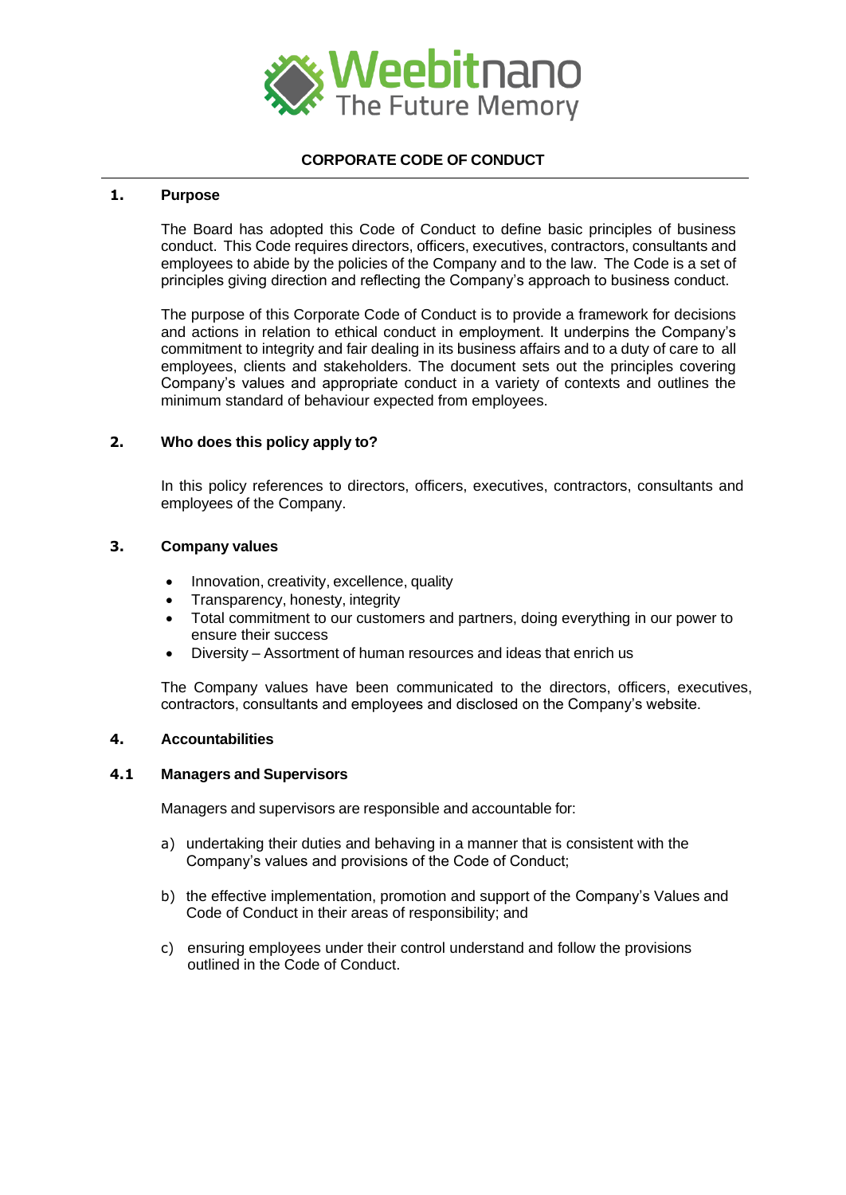Weebitnano
The Future Memory

# CORPORATE CODE OF CONDUCT

## 1. Purpose

The Board has adopted this Code of Conduct to define basic principles of business conduct. This Code requires directors, officers, executives, contractors, consultants and employees to abide by the policies of the Company and to the law. The Code is a set of principles giving direction and reflecting the Company's approach to business conduct.

The purpose of this Corporate Code of Conduct is to provide a framework for decisions and actions in relation to ethical conduct in employment. It underpins the Company's commitment to integrity and fair dealing in its business affairs and to a duty of care to all employees, clients and stakeholders. The document sets out the principles covering Company's values and appropriate conduct in a variety of contexts and outlines the minimum standard of behaviour expected from employees.

## 2. Who does this policy apply to?

In this policy references to directors, officers, executives, contractors, consultants and employees of the Company.

## 3. Company values

- Innovation, creativity, excellence, quality
- Transparency, honesty, integrity
- Total commitment to our customers and partners, doing everything in our power to ensure their success
- Diversity – Assortment of human resources and ideas that enrich us

The Company values have been communicated to the directors, officers, executives, contractors, consultants and employees and disclosed on the Company's website.

## 4. Accountabilities

### 4.1 Managers and Supervisors

Managers and supervisors are responsible and accountable for:

a) undertaking their duties and behaving in a manner that is consistent with the Company's values and provisions of the Code of Conduct;

b) the effective implementation, promotion and support of the Company's Values and Code of Conduct in their areas of responsibility; and

c) ensuring employees under their control understand and follow the provisions outlined in the Code of Conduct.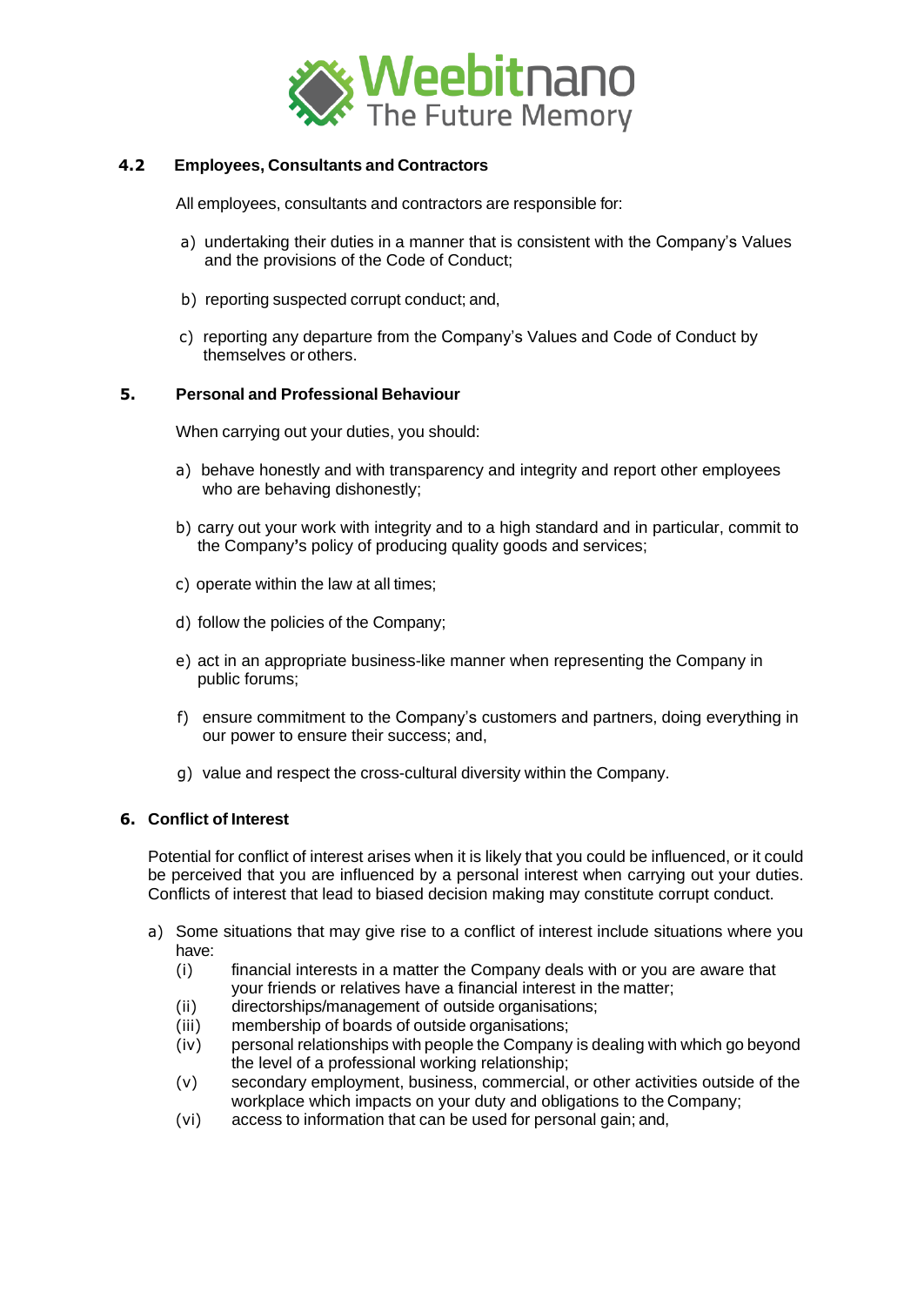### 4.2 Employees, Consultants and Contractors

All employees, consultants and contractors are responsible for:

a) undertaking their duties in a manner that is consistent with the Company's Values and the provisions of the Code of Conduct;

b) reporting suspected corrupt conduct; and,

c) reporting any departure from the Company's Values and Code of Conduct by themselves or others.

## 5. Personal and Professional Behaviour

When carrying out your duties, you should:

a) behave honestly and with transparency and integrity and report other employees who are behaving dishonestly;

b) carry out your work with integrity and to a high standard and in particular, commit to the Company's policy of producing quality goods and services;

c) operate within the law at all times;

d) follow the policies of the Company;

e) act in an appropriate business-like manner when representing the Company in public forums;

f) ensure commitment to the Company's customers and partners, doing everything in our power to ensure their success; and,

g) value and respect the cross-cultural diversity within the Company.

## 6. Conflict of Interest

Potential for conflict of interest arises when it is likely that you could be influenced, or it could be perceived that you are influenced by a personal interest when carrying out your duties. Conflicts of interest that lead to biased decision making may constitute corrupt conduct.

a) Some situations that may give rise to a conflict of interest include situations where you have:
   - (i) financial interests in a matter the Company deals with or you are aware that your friends or relatives have a financial interest in the matter;
   - (ii) directorships/management of outside organisations;
   - (iii) membership of boards of outside organisations;
   - (iv) personal relationships with people the Company is dealing with which go beyond the level of a professional working relationship;
   - (v) secondary employment, business, commercial, or other activities outside of the workplace which impacts on your duty and obligations to the Company;
   - (vi) access to information that can be used for personal gain; and,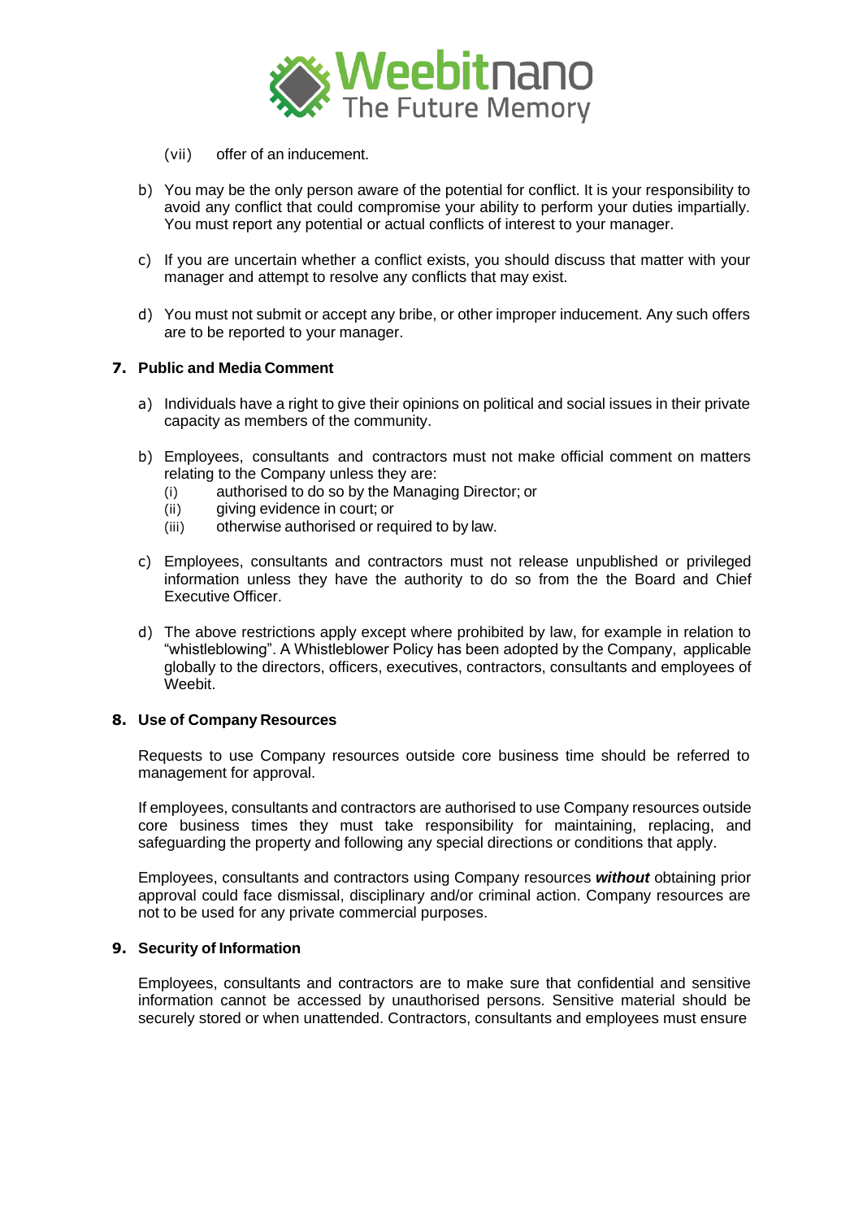(vii) offer of an inducement.

b) You may be the only person aware of the potential for conflict. It is your responsibility to avoid any conflict that could compromise your ability to perform your duties impartially. You must report any potential or actual conflicts of interest to your manager.

c) If you are uncertain whether a conflict exists, you should discuss that matter with your manager and attempt to resolve any conflicts that may exist.

d) You must not submit or accept any bribe, or other improper inducement. Any such offers are to be reported to your manager.

## 7. Public and Media Comment

a) Individuals have a right to give their opinions on political and social issues in their private capacity as members of the community.

b) Employees, consultants and contractors must not make official comment on matters relating to the Company unless they are:
   (i) authorised to do so by the Managing Director; or
   (ii) giving evidence in court; or
   (iii) otherwise authorised or required to by law.

c) Employees, consultants and contractors must not release unpublished or privileged information unless they have the authority to do so from the the Board and Chief Executive Officer.

d) The above restrictions apply except where prohibited by law, for example in relation to "whistleblowing". A Whistleblower Policy has been adopted by the Company, applicable globally to the directors, officers, executives, contractors, consultants and employees of Weebit.

## 8. Use of Company Resources

Requests to use Company resources outside core business time should be referred to management for approval.

If employees, consultants and contractors are authorised to use Company resources outside core business times they must take responsibility for maintaining, replacing, and safeguarding the property and following any special directions or conditions that apply.

Employees, consultants and contractors using Company resources ***without*** obtaining prior approval could face dismissal, disciplinary and/or criminal action. Company resources are not to be used for any private commercial purposes.

## 9. Security of Information

Employees, consultants and contractors are to make sure that confidential and sensitive information cannot be accessed by unauthorised persons. Sensitive material should be securely stored or when unattended. Contractors, consultants and employees must ensure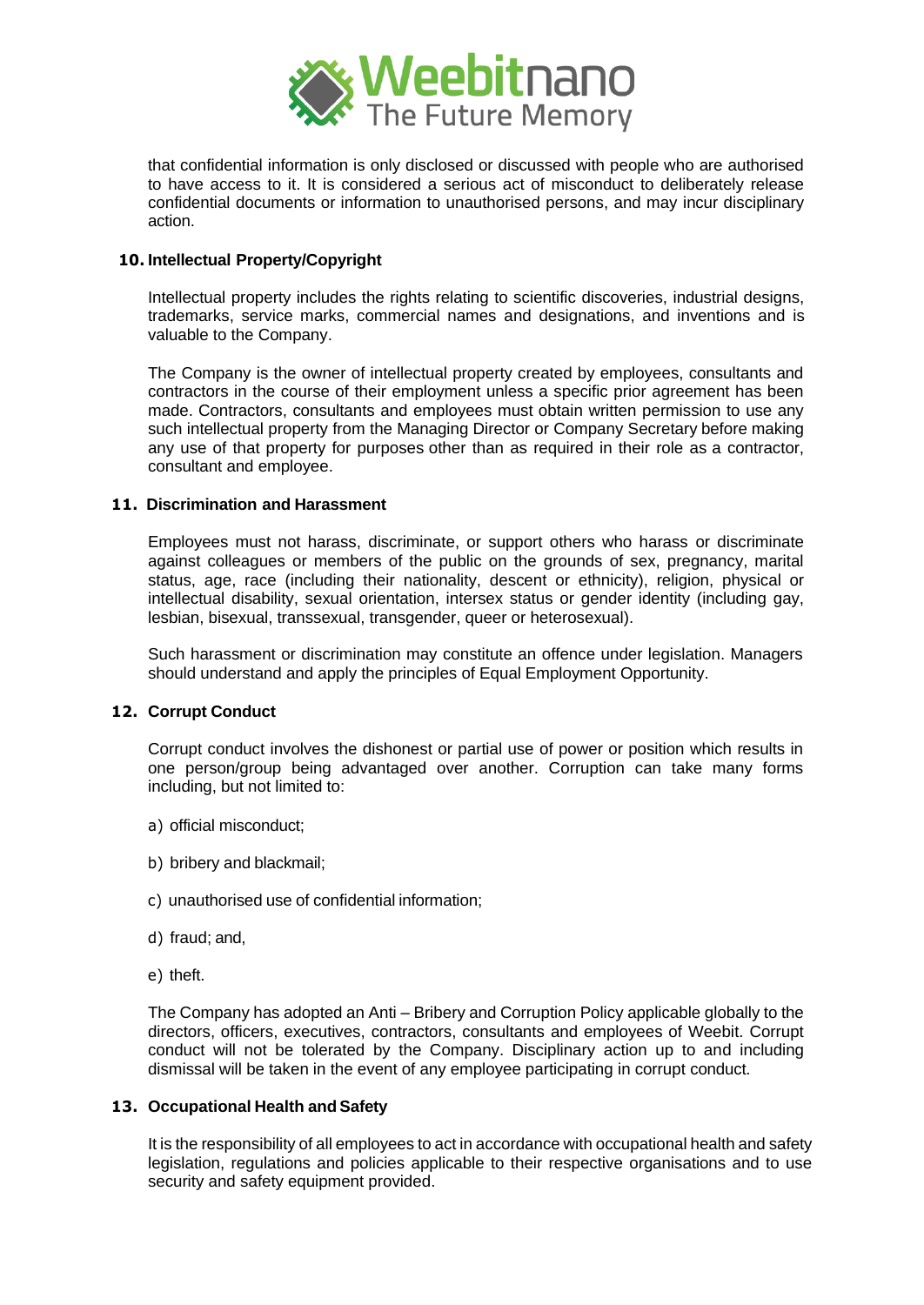that confidential information is only disclosed or discussed with people who are authorised to have access to it. It is considered a serious act of misconduct to deliberately release confidential documents or information to unauthorised persons, and may incur disciplinary action.

## 10. Intellectual Property/Copyright

Intellectual property includes the rights relating to scientific discoveries, industrial designs, trademarks, service marks, commercial names and designations, and inventions and is valuable to the Company.

The Company is the owner of intellectual property created by employees, consultants and contractors in the course of their employment unless a specific prior agreement has been made. Contractors, consultants and employees must obtain written permission to use any such intellectual property from the Managing Director or Company Secretary before making any use of that property for purposes other than as required in their role as a contractor, consultant and employee.

## 11. Discrimination and Harassment

Employees must not harass, discriminate, or support others who harass or discriminate against colleagues or members of the public on the grounds of sex, pregnancy, marital status, age, race (including their nationality, descent or ethnicity), religion, physical or intellectual disability, sexual orientation, intersex status or gender identity (including gay, lesbian, bisexual, transsexual, transgender, queer or heterosexual).

Such harassment or discrimination may constitute an offence under legislation. Managers should understand and apply the principles of Equal Employment Opportunity.

## 12. Corrupt Conduct

Corrupt conduct involves the dishonest or partial use of power or position which results in one person/group being advantaged over another. Corruption can take many forms including, but not limited to:

a) official misconduct;

b) bribery and blackmail;

c) unauthorised use of confidential information;

d) fraud; and,

e) theft.

The Company has adopted an Anti – Bribery and Corruption Policy applicable globally to the directors, officers, executives, contractors, consultants and employees of Weebit. Corrupt conduct will not be tolerated by the Company. Disciplinary action up to and including dismissal will be taken in the event of any employee participating in corrupt conduct.

## 13. Occupational Health and Safety

It is the responsibility of all employees to act in accordance with occupational health and safety legislation, regulations and policies applicable to their respective organisations and to use security and safety equipment provided.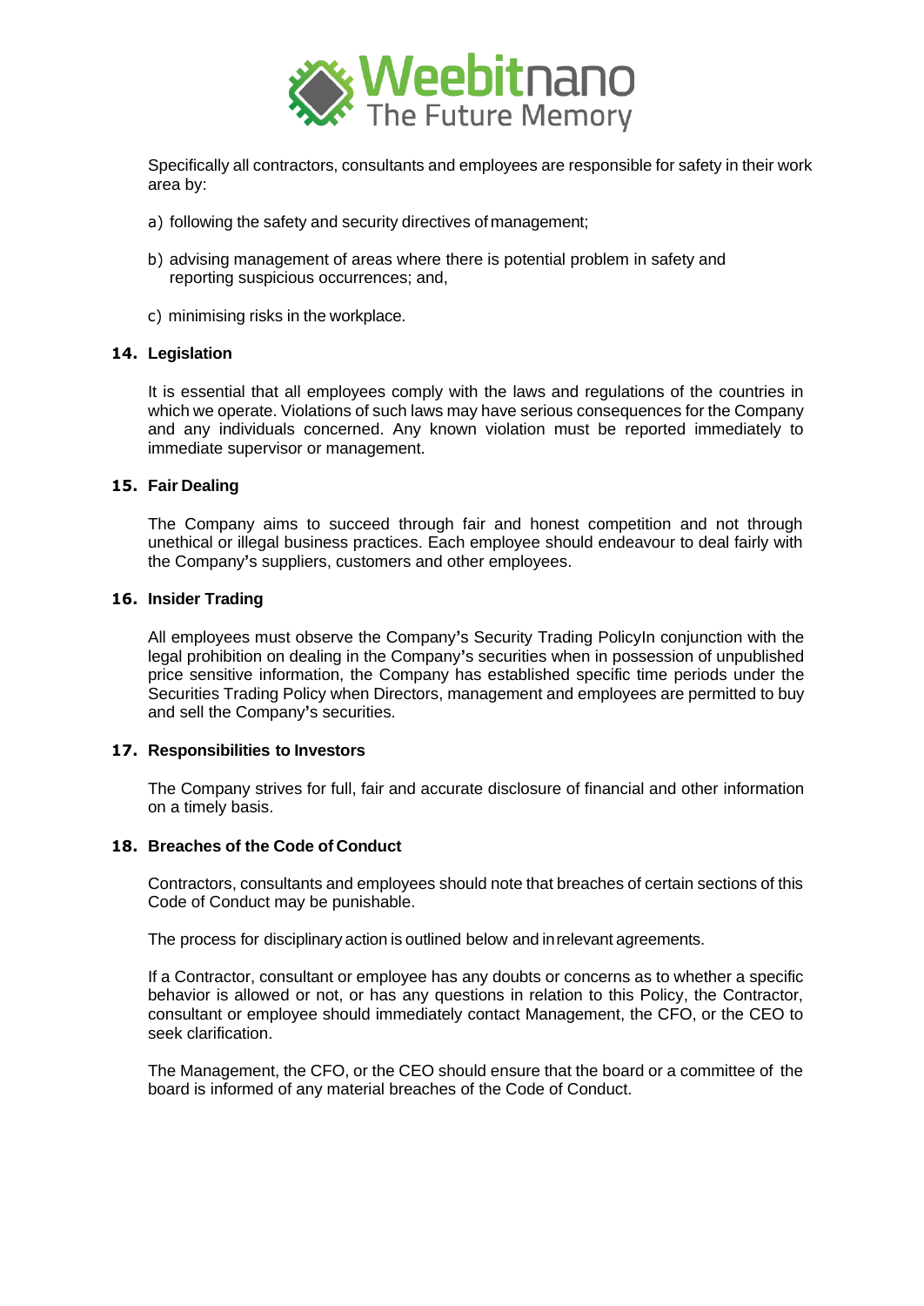Specifically all contractors, consultants and employees are responsible for safety in their work area by:

a) following the safety and security directives of management;

b) advising management of areas where there is potential problem in safety and reporting suspicious occurrences; and,

c) minimising risks in the workplace.

## 14. Legislation

It is essential that all employees comply with the laws and regulations of the countries in which we operate. Violations of such laws may have serious consequences for the Company and any individuals concerned. Any known violation must be reported immediately to immediate supervisor or management.

## 15. Fair Dealing

The Company aims to succeed through fair and honest competition and not through unethical or illegal business practices. Each employee should endeavour to deal fairly with the Company's suppliers, customers and other employees.

## 16. Insider Trading

All employees must observe the Company's Security Trading PolicyIn conjunction with the legal prohibition on dealing in the Company's securities when in possession of unpublished price sensitive information, the Company has established specific time periods under the Securities Trading Policy when Directors, management and employees are permitted to buy and sell the Company's securities.

## 17. Responsibilities to Investors

The Company strives for full, fair and accurate disclosure of financial and other information on a timely basis.

## 18. Breaches of the Code of Conduct

Contractors, consultants and employees should note that breaches of certain sections of this Code of Conduct may be punishable.

The process for disciplinary action is outlined below and in relevant agreements.

If a Contractor, consultant or employee has any doubts or concerns as to whether a specific behavior is allowed or not, or has any questions in relation to this Policy, the Contractor, consultant or employee should immediately contact Management, the CFO, or the CEO to seek clarification.

The Management, the CFO, or the CEO should ensure that the board or a committee of the board is informed of any material breaches of the Code of Conduct.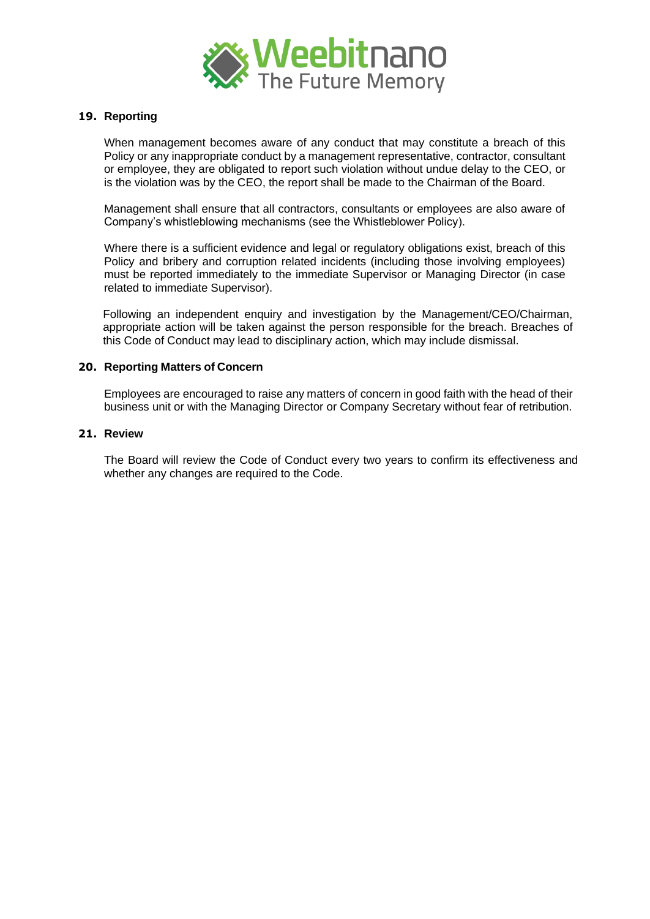## 19. Reporting

When management becomes aware of any conduct that may constitute a breach of this Policy or any inappropriate conduct by a management representative, contractor, consultant or employee, they are obligated to report such violation without undue delay to the CEO, or is the violation was by the CEO, the report shall be made to the Chairman of the Board.

Management shall ensure that all contractors, consultants or employees are also aware of Company's whistleblowing mechanisms (see the Whistleblower Policy).

Where there is a sufficient evidence and legal or regulatory obligations exist, breach of this Policy and bribery and corruption related incidents (including those involving employees) must be reported immediately to the immediate Supervisor or Managing Director (in case related to immediate Supervisor).

Following an independent enquiry and investigation by the Management/CEO/Chairman, appropriate action will be taken against the person responsible for the breach. Breaches of this Code of Conduct may lead to disciplinary action, which may include dismissal.

## 20. Reporting Matters of Concern

Employees are encouraged to raise any matters of concern in good faith with the head of their business unit or with the Managing Director or Company Secretary without fear of retribution.

## 21. Review

The Board will review the Code of Conduct every two years to confirm its effectiveness and whether any changes are required to the Code.